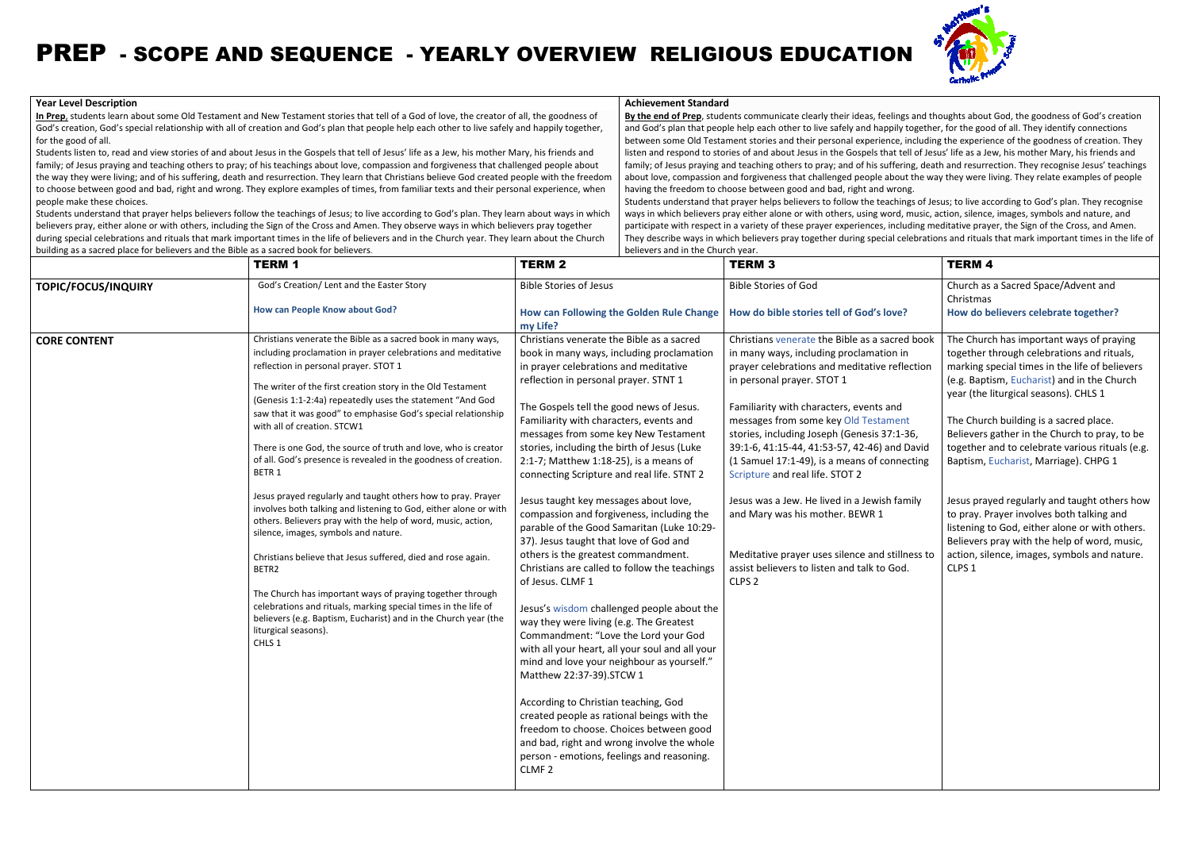# PREP - SCOPE AND SEQUENCE - YEARLY OVERVIEW RELIGIOUS EDUCATION

## Year Level Description

**In Prep**, students learn about some Old Testament and New Testament stories that tell of a God of love, the creator of all, the goodness of God's creation, God's special relationship with all of creation and God's plan that people help each other to live safely and happily together, for the good of all.

Students listen to, read and view stories of and about Jesus in the Gospels that tell of Jesus' life as a Jew, his mother Mary, his friends and family; of Jesus praying and teaching others to pray; of his teachings about love, compassion and forgiveness that challenged people about the way they were living; and of his suffering, death and resurrection. They learn that Christians believe God created people with the freedom to choose between good and bad, right and wrong. They explore examples of times, from familiar texts and their personal experience, when people make these choices.

Students understand that prayer helps believers follow the teachings of Jesus; to live according to God's plan. They learn about ways in which believers pray, either alone or with others, including the Sign of the Cross and Amen. They observe ways in which believers pray together during special celebrations and rituals that mark important times in the life of believers and in the Church year. They learn about the Church building as a sacred place for believers and the Bible as a sacred book for believers.

## Achievement Standard

**By the end of Prep**, students communicate clearly their ideas, feelings and thoughts about God, the goodness of God's creation and God's plan that people help each other to live safely and happily together, for the good of all. They identify connections between some Old Testament stories and their personal experience, including the experience of the goodness of creation. They listen and respond to stories of and about Jesus in the Gospels that tell of Jesus' life as a Jew, his mother Mary, his friends and family; of Jesus praying and teaching others to pray; and of his suffering, death and resurrection. They recognise Jesus' teachings about love, compassion and forgiveness that challenged people about the way they were living. They relate examples of people having the freedom to choose between good and bad, right and wrong.

Students understand that prayer helps believers to follow the teachings of Jesus; to live according to God's plan. They recognise ways in which believers pray either alone or with others, using word, music, action, silence, images, symbols and nature, and participate with respect in a variety of these prayer experiences, including meditative prayer, the Sign of the Cross, and Amen. They describe ways in which believers pray together during special celebrations and rituals that mark important times in the life of believers and in the Church year.

| | TERM 1 | TERM 2 | TERM 3 | TERM 4 |
|---|---|---|---|---|
| **TOPIC/FOCUS/INQUIRY** | God's Creation/ Lent and the Easter Story<br><br>**How can People Know about God?** | Bible Stories of Jesus<br><br>**How can Following the Golden Rule Change my Life?** | Bible Stories of God<br><br>**How do bible stories tell of God's love?** | Church as a Sacred Space/Advent and Christmas<br>**How do believers celebrate together?** |
| **CORE CONTENT** | Christians venerate the Bible as a sacred book in many ways, including proclamation in prayer celebrations and meditative reflection in personal prayer. STOT 1<br><br>The writer of the first creation story in the Old Testament (Genesis 1:1-2:4a) repeatedly uses the statement "And God saw that it was good" to emphasise God's special relationship with all of creation. STCW1<br><br>There is one God, the source of truth and love, who is creator of all. God's presence is revealed in the goodness of creation. BETR 1<br><br>Jesus prayed regularly and taught others how to pray. Prayer involves both talking and listening to God, either alone or with others. Believers pray with the help of word, music, action, silence, images, symbols and nature.<br><br>Christians believe that Jesus suffered, died and rose again. BETR2<br><br>The Church has important ways of praying together through celebrations and rituals, marking special times in the life of believers (e.g. Baptism, Eucharist) and in the Church year (the liturgical seasons).<br>CHLS 1 | Christians venerate the Bible as a sacred book in many ways, including proclamation in prayer celebrations and meditative reflection in personal prayer. STNT 1<br><br>The Gospels tell the good news of Jesus. Familiarity with characters, events and messages from some key New Testament stories, including the birth of Jesus (Luke 2:1-7; Matthew 1:18-25), is a means of connecting Scripture and real life. STNT 2<br><br>Jesus taught key messages about love, compassion and forgiveness, including the parable of the Good Samaritan (Luke 10:29-37). Jesus taught that love of God and others is the greatest commandment. Christians are called to follow the teachings of Jesus. CLMF 1<br><br>Jesus's wisdom challenged people about the way they were living (e.g. The Greatest Commandment: "Love the Lord your God with all your heart, all your soul and all your mind and love your neighbour as yourself." Matthew 22:37-39).STCW 1<br><br>According to Christian teaching, God created people as rational beings with the freedom to choose. Choices between good and bad, right and wrong involve the whole person - emotions, feelings and reasoning. CLMF 2 | Christians venerate the Bible as a sacred book in many ways, including proclamation in prayer celebrations and meditative reflection in personal prayer. STOT 1<br><br>Familiarity with characters, events and messages from some key Old Testament stories, including Joseph (Genesis 37:1-36, 39:1-6, 41:15-44, 41:53-57, 42-46) and David (1 Samuel 17:1-49), is a means of connecting Scripture and real life. STOT 2<br><br>Jesus was a Jew. He lived in a Jewish family and Mary was his mother. BEWR 1<br><br>Meditative prayer uses silence and stillness to assist believers to listen and talk to God. CLPS 2 | The Church has important ways of praying together through celebrations and rituals, marking special times in the life of believers (e.g. Baptism, Eucharist) and in the Church year (the liturgical seasons). CHLS 1<br><br>The Church building is a sacred place. Believers gather in the Church to pray, to be together and to celebrate various rituals (e.g. Baptism, Eucharist, Marriage). CHPG 1<br><br>Jesus prayed regularly and taught others how to pray. Prayer involves both talking and listening to God, either alone or with others. Believers pray with the help of word, music, action, silence, images, symbols and nature. CLPS 1 |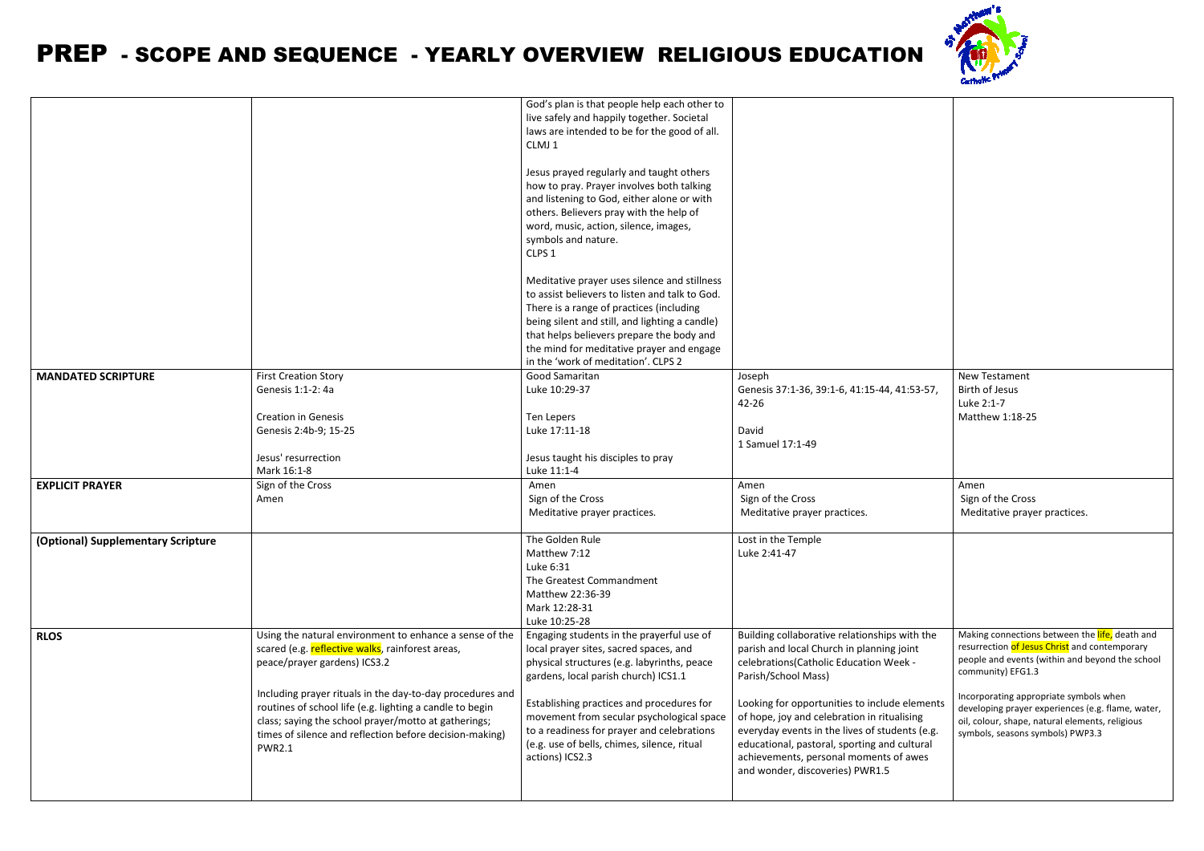# PREP - SCOPE AND SEQUENCE - YEARLY OVERVIEW RELIGIOUS EDUCATION

| | | | | |
|---|---|---|---|---|
| | | God's plan is that people help each other to live safely and happily together. Societal laws are intended to be for the good of all. CLMJ 1<br><br>Jesus prayed regularly and taught others how to pray. Prayer involves both talking and listening to God, either alone or with others. Believers pray with the help of word, music, action, silence, images, symbols and nature. CLPS 1<br><br>Meditative prayer uses silence and stillness to assist believers to listen and talk to God. There is a range of practices (including being silent and still, and lighting a candle) that helps believers prepare the body and the mind for meditative prayer and engage in the 'work of meditation'. CLPS 2 | | |
| **MANDATED SCRIPTURE** | First Creation Story<br>Genesis 1:1-2: 4a<br><br>Creation in Genesis<br>Genesis 2:4b-9; 15-25<br><br>Jesus' resurrection<br>Mark 16:1-8 | Good Samaritan<br>Luke 10:29-37<br><br>Ten Lepers<br>Luke 17:11-18<br><br>Jesus taught his disciples to pray<br>Luke 11:1-4 | Joseph<br>Genesis 37:1-36, 39:1-6, 41:15-44, 41:53-57, 42-26<br><br>David<br>1 Samuel 17:1-49 | New Testament<br>Birth of Jesus<br>Luke 2:1-7<br>Matthew 1:18-25 |
| **EXPLICIT PRAYER** | Sign of the Cross<br>Amen | Amen<br>Sign of the Cross<br>Meditative prayer practices. | Amen<br>Sign of the Cross<br>Meditative prayer practices. | Amen<br>Sign of the Cross<br>Meditative prayer practices. |
| **(Optional) Supplementary Scripture** | | The Golden Rule<br>Matthew 7:12<br>Luke 6:31<br>The Greatest Commandment<br>Matthew 22:36-39<br>Mark 12:28-31<br>Luke 10:25-28 | Lost in the Temple<br>Luke 2:41-47 | |
| **RLOS** | Using the natural environment to enhance a sense of the scared (e.g. reflective walks, rainforest areas, peace/prayer gardens) ICS3.2<br><br>Including prayer rituals in the day-to-day procedures and routines of school life (e.g. lighting a candle to begin class; saying the school prayer/motto at gatherings; times of silence and reflection before decision-making) PWR2.1 | Engaging students in the prayerful use of local prayer sites, sacred spaces, and physical structures (e.g. labyrinths, peace gardens, local parish church) ICS1.1<br><br>Establishing practices and procedures for movement from secular psychological space to a readiness for prayer and celebrations (e.g. use of bells, chimes, silence, ritual actions) ICS2.3 | Building collaborative relationships with the parish and local Church in planning joint celebrations(Catholic Education Week - Parish/School Mass)<br><br>Looking for opportunities to include elements of hope, joy and celebration in ritualising everyday events in the lives of students (e.g. educational, pastoral, sporting and cultural achievements, personal moments of awes and wonder, discoveries) PWR1.5 | Making connections between the life, death and resurrection of Jesus Christ and contemporary people and events (within and beyond the school community) EFG1.3<br><br>Incorporating appropriate symbols when developing prayer experiences (e.g. flame, water, oil, colour, shape, natural elements, religious symbols, seasons symbols) PWP3.3 |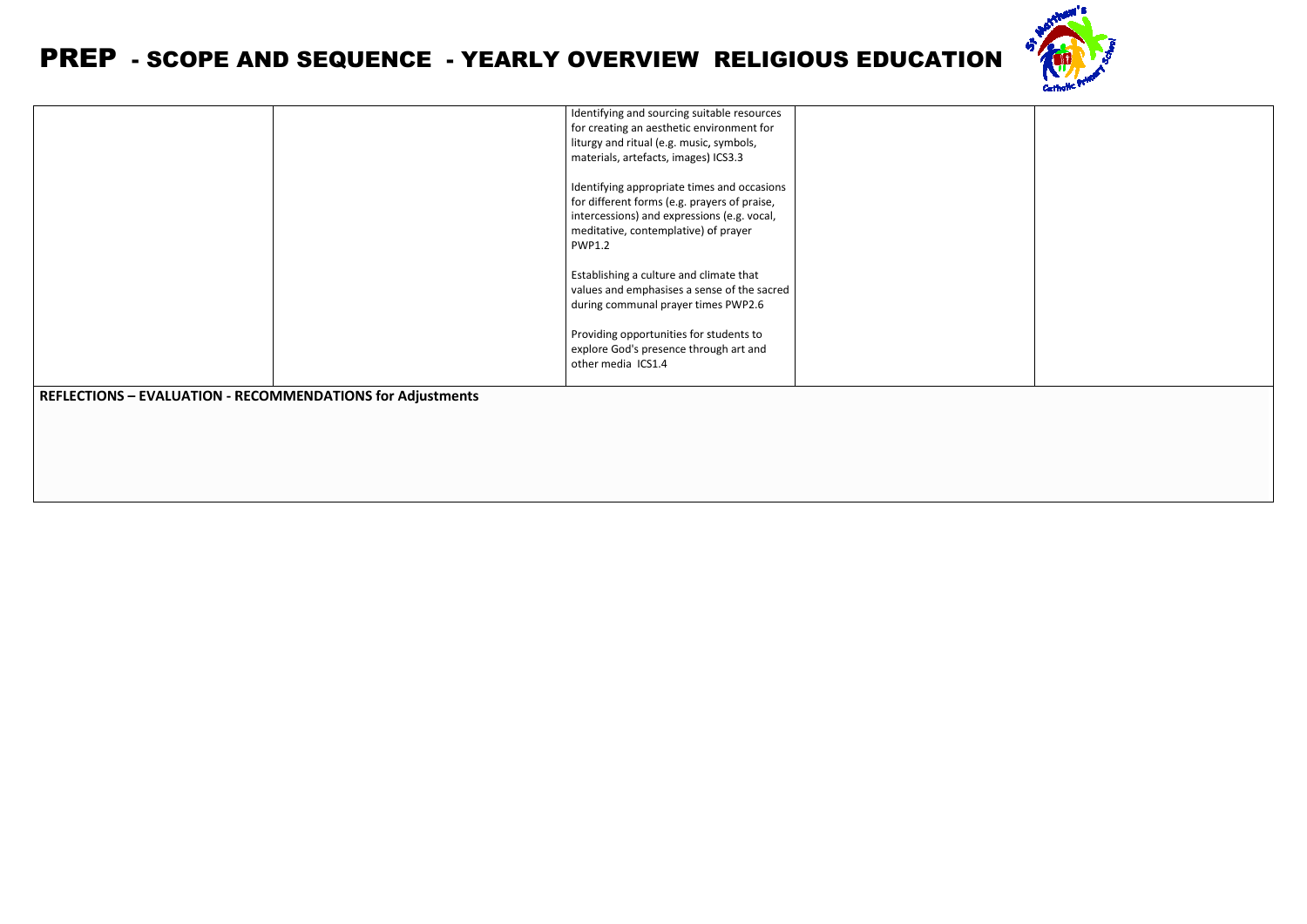# PREP - SCOPE AND SEQUENCE - YEARLY OVERVIEW RELIGIOUS EDUCATION

| | | | | |
|---|---|---|---|---|
| | | Identifying and sourcing suitable resources for creating an aesthetic environment for liturgy and ritual (e.g. music, symbols, materials, artefacts, images) ICS3.3<br><br>Identifying appropriate times and occasions for different forms (e.g. prayers of praise, intercessions) and expressions (e.g. vocal, meditative, contemplative) of prayer PWP1.2<br><br>Establishing a culture and climate that values and emphasises a sense of the sacred during communal prayer times PWP2.6<br><br>Providing opportunities for students to explore God's presence through art and other media ICS1.4 | | |

**REFLECTIONS – EVALUATION - RECOMMENDATIONS for Adjustments**